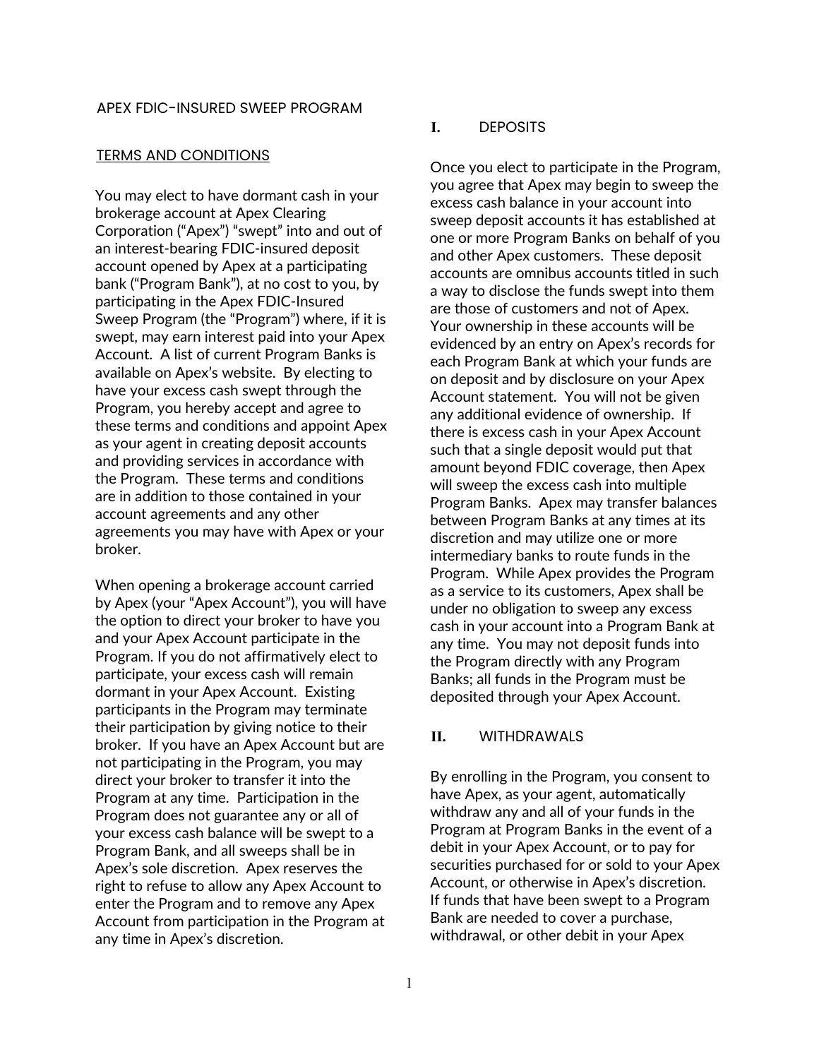# APEX FDIC-INSURED SWEEP PROGRAM

## TERMS AND CONDITIONS

You may elect to have dormant cash in your brokerage account at Apex Clearing Corporation (“Apex”) “swept” into and out of an interest-bearing FDIC-insured deposit account opened by Apex at a participating bank (“Program Bank”), at no cost to you, by participating in the Apex FDIC-Insured Sweep Program (the “Program”) where, if it is swept, may earn interest paid into your Apex Account. A list of current Program Banks is available on Apex’s website. By electing to have your excess cash swept through the Program, you hereby accept and agree to these terms and conditions and appoint Apex as your agent in creating deposit accounts and providing services in accordance with the Program. These terms and conditions are in addition to those contained in your account agreements and any other agreements you may have with Apex or your broker.

When opening a brokerage account carried by Apex (your “Apex Account”), you will have the option to direct your broker to have you and your Apex Account participate in the Program. If you do not affirmatively elect to participate, your excess cash will remain dormant in your Apex Account. Existing participants in the Program may terminate their participation by giving notice to their broker. If you have an Apex Account but are not participating in the Program, you may direct your broker to transfer it into the Program at any time. Participation in the Program does not guarantee any or all of your excess cash balance will be swept to a Program Bank, and all sweeps shall be in Apex’s sole discretion. Apex reserves the right to refuse to allow any Apex Account to enter the Program and to remove any Apex Account from participation in the Program at any time in Apex’s discretion.

## I. DEPOSITS

Once you elect to participate in the Program, you agree that Apex may begin to sweep the excess cash balance in your account into sweep deposit accounts it has established at one or more Program Banks on behalf of you and other Apex customers. These deposit accounts are omnibus accounts titled in such a way to disclose the funds swept into them are those of customers and not of Apex. Your ownership in these accounts will be evidenced by an entry on Apex’s records for each Program Bank at which your funds are on deposit and by disclosure on your Apex Account statement. You will not be given any additional evidence of ownership. If there is excess cash in your Apex Account such that a single deposit would put that amount beyond FDIC coverage, then Apex will sweep the excess cash into multiple Program Banks. Apex may transfer balances between Program Banks at any times at its discretion and may utilize one or more intermediary banks to route funds in the Program. While Apex provides the Program as a service to its customers, Apex shall be under no obligation to sweep any excess cash in your account into a Program Bank at any time. You may not deposit funds into the Program directly with any Program Banks; all funds in the Program must be deposited through your Apex Account.

## II. WITHDRAWALS

By enrolling in the Program, you consent to have Apex, as your agent, automatically withdraw any and all of your funds in the Program at Program Banks in the event of a debit in your Apex Account, or to pay for securities purchased for or sold to your Apex Account, or otherwise in Apex’s discretion. If funds that have been swept to a Program Bank are needed to cover a purchase, withdrawal, or other debit in your Apex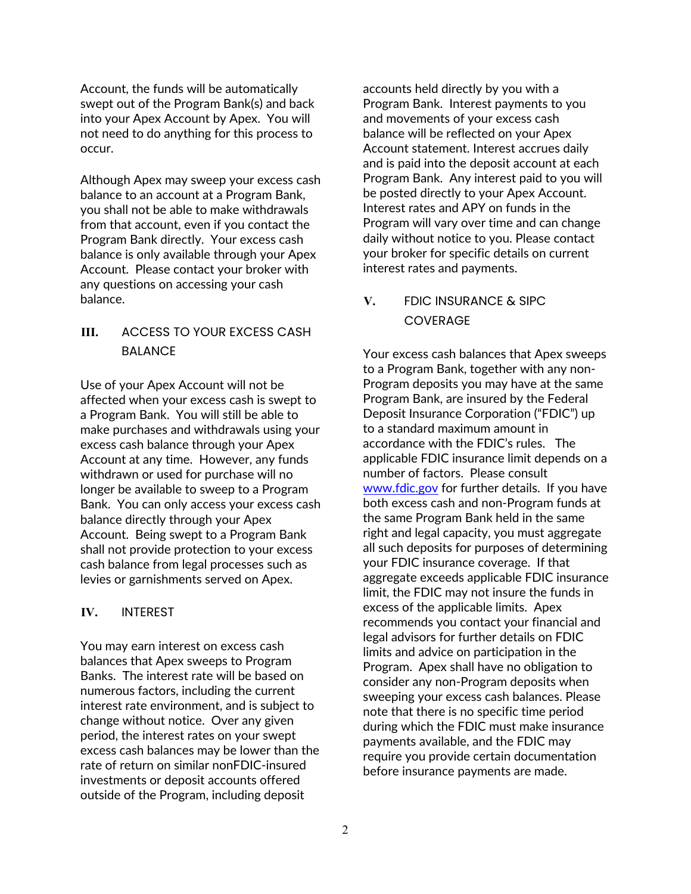Account, the funds will be automatically swept out of the Program Bank(s) and back into your Apex Account by Apex. You will not need to do anything for this process to occur.

Although Apex may sweep your excess cash balance to an account at a Program Bank, you shall not be able to make withdrawals from that account, even if you contact the Program Bank directly. Your excess cash balance is only available through your Apex Account. Please contact your broker with any questions on accessing your cash balance.

## III. ACCESS TO YOUR EXCESS CASH BALANCE

Use of your Apex Account will not be affected when your excess cash is swept to a Program Bank. You will still be able to make purchases and withdrawals using your excess cash balance through your Apex Account at any time. However, any funds withdrawn or used for purchase will no longer be available to sweep to a Program Bank. You can only access your excess cash balance directly through your Apex Account. Being swept to a Program Bank shall not provide protection to your excess cash balance from legal processes such as levies or garnishments served on Apex.

## IV. INTEREST

You may earn interest on excess cash balances that Apex sweeps to Program Banks. The interest rate will be based on numerous factors, including the current interest rate environment, and is subject to change without notice. Over any given period, the interest rates on your swept excess cash balances may be lower than the rate of return on similar nonFDIC-insured investments or deposit accounts offered outside of the Program, including deposit accounts held directly by you with a Program Bank. Interest payments to you and movements of your excess cash balance will be reflected on your Apex Account statement. Interest accrues daily and is paid into the deposit account at each Program Bank. Any interest paid to you will be posted directly to your Apex Account. Interest rates and APY on funds in the Program will vary over time and can change daily without notice to you. Please contact your broker for specific details on current interest rates and payments.

## V. FDIC INSURANCE & SIPC COVERAGE

Your excess cash balances that Apex sweeps to a Program Bank, together with any non-Program deposits you may have at the same Program Bank, are insured by the Federal Deposit Insurance Corporation ("FDIC") up to a standard maximum amount in accordance with the FDIC's rules. The applicable FDIC insurance limit depends on a number of factors. Please consult [www.fdic.gov](http://www.fdic.gov) for further details. If you have both excess cash and non-Program funds at the same Program Bank held in the same right and legal capacity, you must aggregate all such deposits for purposes of determining your FDIC insurance coverage. If that aggregate exceeds applicable FDIC insurance limit, the FDIC may not insure the funds in excess of the applicable limits. Apex recommends you contact your financial and legal advisors for further details on FDIC limits and advice on participation in the Program. Apex shall have no obligation to consider any non-Program deposits when sweeping your excess cash balances. Please note that there is no specific time period during which the FDIC must make insurance payments available, and the FDIC may require you provide certain documentation before insurance payments are made.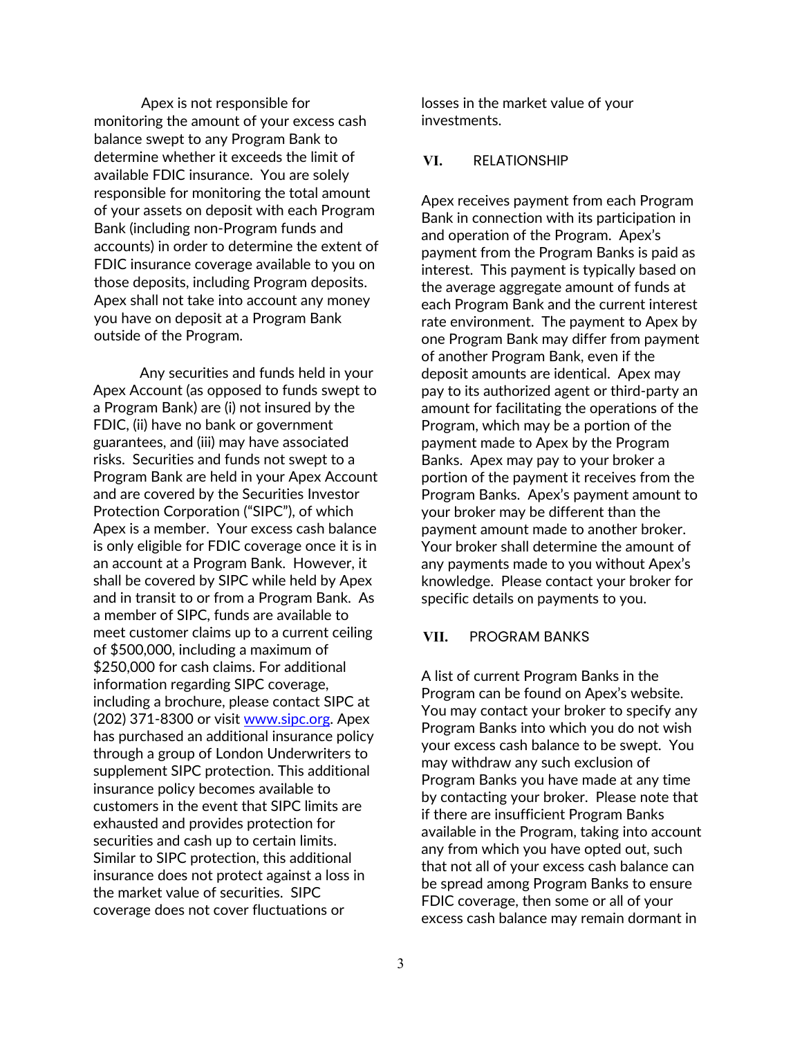Apex is not responsible for monitoring the amount of your excess cash balance swept to any Program Bank to determine whether it exceeds the limit of available FDIC insurance. You are solely responsible for monitoring the total amount of your assets on deposit with each Program Bank (including non-Program funds and accounts) in order to determine the extent of FDIC insurance coverage available to you on those deposits, including Program deposits. Apex shall not take into account any money you have on deposit at a Program Bank outside of the Program.

Any securities and funds held in your Apex Account (as opposed to funds swept to a Program Bank) are (i) not insured by the FDIC, (ii) have no bank or government guarantees, and (iii) may have associated risks. Securities and funds not swept to a Program Bank are held in your Apex Account and are covered by the Securities Investor Protection Corporation ("SIPC"), of which Apex is a member. Your excess cash balance is only eligible for FDIC coverage once it is in an account at a Program Bank. However, it shall be covered by SIPC while held by Apex and in transit to or from a Program Bank. As a member of SIPC, funds are available to meet customer claims up to a current ceiling of $500,000, including a maximum of $250,000 for cash claims. For additional information regarding SIPC coverage, including a brochure, please contact SIPC at (202) 371-8300 or visit www.sipc.org. Apex has purchased an additional insurance policy through a group of London Underwriters to supplement SIPC protection. This additional insurance policy becomes available to customers in the event that SIPC limits are exhausted and provides protection for securities and cash up to certain limits. Similar to SIPC protection, this additional insurance does not protect against a loss in the market value of securities. SIPC coverage does not cover fluctuations or losses in the market value of your investments.

## VI. RELATIONSHIP

Apex receives payment from each Program Bank in connection with its participation in and operation of the Program. Apex's payment from the Program Banks is paid as interest. This payment is typically based on the average aggregate amount of funds at each Program Bank and the current interest rate environment. The payment to Apex by one Program Bank may differ from payment of another Program Bank, even if the deposit amounts are identical. Apex may pay to its authorized agent or third-party an amount for facilitating the operations of the Program, which may be a portion of the payment made to Apex by the Program Banks. Apex may pay to your broker a portion of the payment it receives from the Program Banks. Apex's payment amount to your broker may be different than the payment amount made to another broker. Your broker shall determine the amount of any payments made to you without Apex's knowledge. Please contact your broker for specific details on payments to you.

## VII. PROGRAM BANKS

A list of current Program Banks in the Program can be found on Apex's website. You may contact your broker to specify any Program Banks into which you do not wish your excess cash balance to be swept. You may withdraw any such exclusion of Program Banks you have made at any time by contacting your broker. Please note that if there are insufficient Program Banks available in the Program, taking into account any from which you have opted out, such that not all of your excess cash balance can be spread among Program Banks to ensure FDIC coverage, then some or all of your excess cash balance may remain dormant in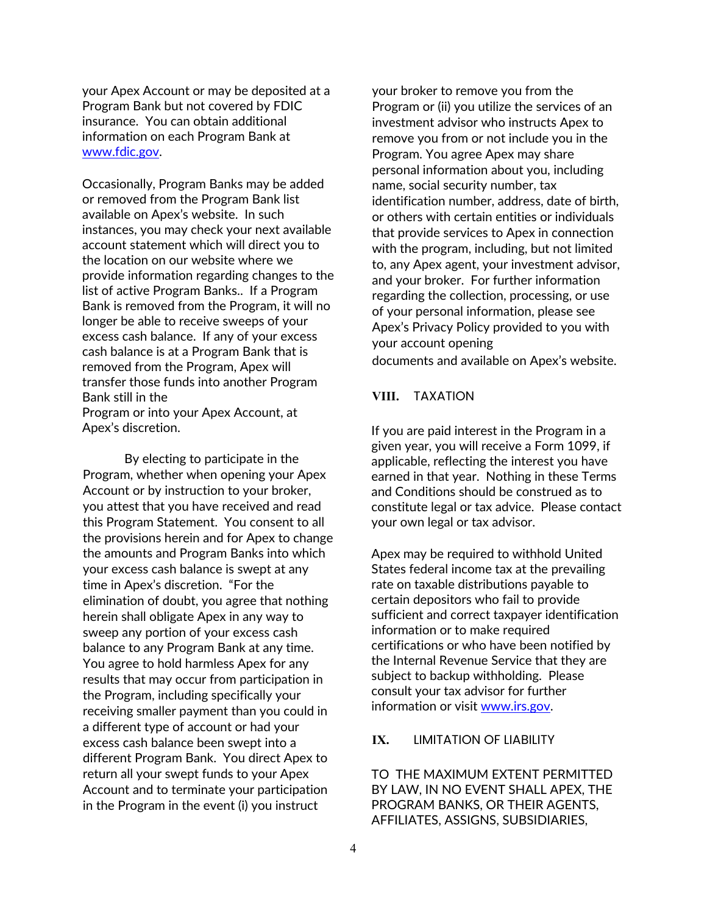your Apex Account or may be deposited at a Program Bank but not covered by FDIC insurance. You can obtain additional information on each Program Bank at [www.fdic.gov](http://www.fdic.gov).

Occasionally, Program Banks may be added or removed from the Program Bank list available on Apex's website. In such instances, you may check your next available account statement which will direct you to the location on our website where we provide information regarding changes to the list of active Program Banks.. If a Program Bank is removed from the Program, it will no longer be able to receive sweeps of your excess cash balance. If any of your excess cash balance is at a Program Bank that is removed from the Program, Apex will transfer those funds into another Program Bank still in the Program or into your Apex Account, at Apex's discretion.

By electing to participate in the Program, whether when opening your Apex Account or by instruction to your broker, you attest that you have received and read this Program Statement. You consent to all the provisions herein and for Apex to change the amounts and Program Banks into which your excess cash balance is swept at any time in Apex's discretion. "For the elimination of doubt, you agree that nothing herein shall obligate Apex in any way to sweep any portion of your excess cash balance to any Program Bank at any time. You agree to hold harmless Apex for any results that may occur from participation in the Program, including specifically your receiving smaller payment than you could in a different type of account or had your excess cash balance been swept into a different Program Bank. You direct Apex to return all your swept funds to your Apex Account and to terminate your participation in the Program in the event (i) you instruct your broker to remove you from the Program or (ii) you utilize the services of an investment advisor who instructs Apex to remove you from or not include you in the Program. You agree Apex may share personal information about you, including name, social security number, tax identification number, address, date of birth, or others with certain entities or individuals that provide services to Apex in connection with the program, including, but not limited to, any Apex agent, your investment advisor, and your broker. For further information regarding the collection, processing, or use of your personal information, please see Apex's Privacy Policy provided to you with your account opening documents and available on Apex's website.

## VIII. TAXATION

If you are paid interest in the Program in a given year, you will receive a Form 1099, if applicable, reflecting the interest you have earned in that year. Nothing in these Terms and Conditions should be construed as to constitute legal or tax advice. Please contact your own legal or tax advisor.

Apex may be required to withhold United States federal income tax at the prevailing rate on taxable distributions payable to certain depositors who fail to provide sufficient and correct taxpayer identification information or to make required certifications or who have been notified by the Internal Revenue Service that they are subject to backup withholding. Please consult your tax advisor for further information or visit [www.irs.gov](http://www.irs.gov).

## IX. LIMITATION OF LIABILITY

TO THE MAXIMUM EXTENT PERMITTED BY LAW, IN NO EVENT SHALL APEX, THE PROGRAM BANKS, OR THEIR AGENTS, AFFILIATES, ASSIGNS, SUBSIDIARIES,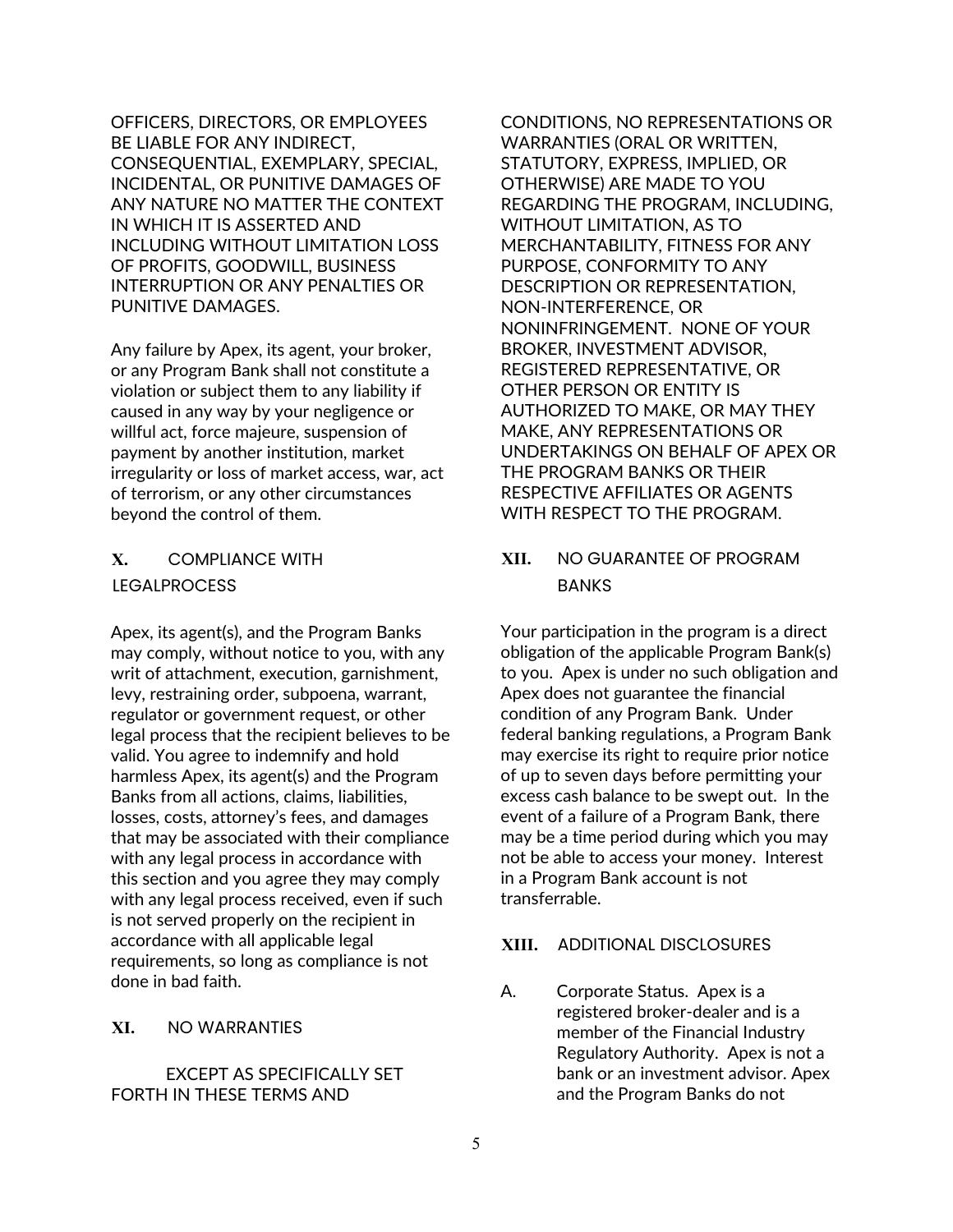OFFICERS, DIRECTORS, OR EMPLOYEES BE LIABLE FOR ANY INDIRECT, CONSEQUENTIAL, EXEMPLARY, SPECIAL, INCIDENTAL, OR PUNITIVE DAMAGES OF ANY NATURE NO MATTER THE CONTEXT IN WHICH IT IS ASSERTED AND INCLUDING WITHOUT LIMITATION LOSS OF PROFITS, GOODWILL, BUSINESS INTERRUPTION OR ANY PENALTIES OR PUNITIVE DAMAGES.

Any failure by Apex, its agent, your broker, or any Program Bank shall not constitute a violation or subject them to any liability if caused in any way by your negligence or willful act, force majeure, suspension of payment by another institution, market irregularity or loss of market access, war, act of terrorism, or any other circumstances beyond the control of them.

## X. COMPLIANCE WITH LEGALPROCESS

Apex, its agent(s), and the Program Banks may comply, without notice to you, with any writ of attachment, execution, garnishment, levy, restraining order, subpoena, warrant, regulator or government request, or other legal process that the recipient believes to be valid. You agree to indemnify and hold harmless Apex, its agent(s) and the Program Banks from all actions, claims, liabilities, losses, costs, attorney's fees, and damages that may be associated with their compliance with any legal process in accordance with this section and you agree they may comply with any legal process received, even if such is not served properly on the recipient in accordance with all applicable legal requirements, so long as compliance is not done in bad faith.

## XI. NO WARRANTIES

EXCEPT AS SPECIFICALLY SET FORTH IN THESE TERMS AND CONDITIONS, NO REPRESENTATIONS OR WARRANTIES (ORAL OR WRITTEN, STATUTORY, EXPRESS, IMPLIED, OR OTHERWISE) ARE MADE TO YOU REGARDING THE PROGRAM, INCLUDING, WITHOUT LIMITATION, AS TO MERCHANTABILITY, FITNESS FOR ANY PURPOSE, CONFORMITY TO ANY DESCRIPTION OR REPRESENTATION, NON-INTERFERENCE, OR NONINFRINGEMENT. NONE OF YOUR BROKER, INVESTMENT ADVISOR, REGISTERED REPRESENTATIVE, OR OTHER PERSON OR ENTITY IS AUTHORIZED TO MAKE, OR MAY THEY MAKE, ANY REPRESENTATIONS OR UNDERTAKINGS ON BEHALF OF APEX OR THE PROGRAM BANKS OR THEIR RESPECTIVE AFFILIATES OR AGENTS WITH RESPECT TO THE PROGRAM.

## XII. NO GUARANTEE OF PROGRAM BANKS

Your participation in the program is a direct obligation of the applicable Program Bank(s) to you. Apex is under no such obligation and Apex does not guarantee the financial condition of any Program Bank. Under federal banking regulations, a Program Bank may exercise its right to require prior notice of up to seven days before permitting your excess cash balance to be swept out. In the event of a failure of a Program Bank, there may be a time period during which you may not be able to access your money. Interest in a Program Bank account is not transferrable.

## XIII. ADDITIONAL DISCLOSURES

A. Corporate Status. Apex is a registered broker-dealer and is a member of the Financial Industry Regulatory Authority. Apex is not a bank or an investment advisor. Apex and the Program Banks do not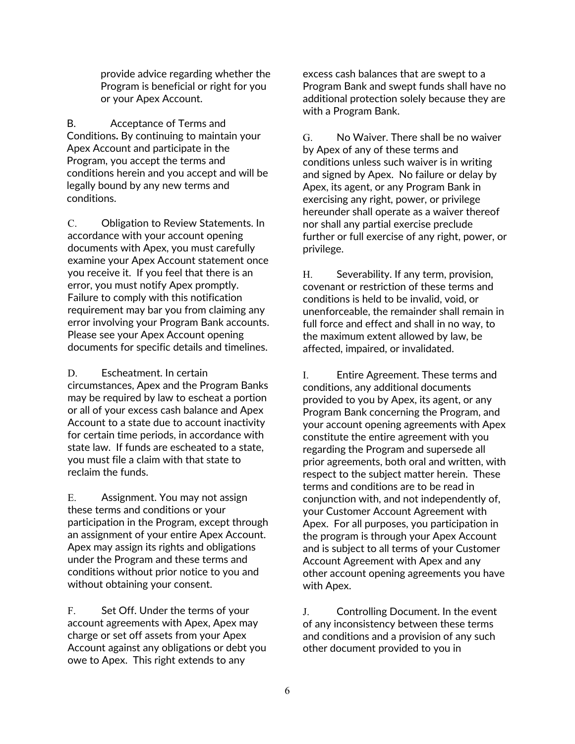provide advice regarding whether the Program is beneficial or right for you or your Apex Account.

B. Acceptance of Terms and Conditions**.** By continuing to maintain your Apex Account and participate in the Program, you accept the terms and conditions herein and you accept and will be legally bound by any new terms and conditions.

C. Obligation to Review Statements. In accordance with your account opening documents with Apex, you must carefully examine your Apex Account statement once you receive it. If you feel that there is an error, you must notify Apex promptly. Failure to comply with this notification requirement may bar you from claiming any error involving your Program Bank accounts. Please see your Apex Account opening documents for specific details and timelines.

D. Escheatment. In certain circumstances, Apex and the Program Banks may be required by law to escheat a portion or all of your excess cash balance and Apex Account to a state due to account inactivity for certain time periods, in accordance with state law. If funds are escheated to a state, you must file a claim with that state to reclaim the funds.

E. Assignment. You may not assign these terms and conditions or your participation in the Program, except through an assignment of your entire Apex Account. Apex may assign its rights and obligations under the Program and these terms and conditions without prior notice to you and without obtaining your consent.

F. Set Off. Under the terms of your account agreements with Apex, Apex may charge or set off assets from your Apex Account against any obligations or debt you owe to Apex. This right extends to any excess cash balances that are swept to a Program Bank and swept funds shall have no additional protection solely because they are with a Program Bank.

G. No Waiver. There shall be no waiver by Apex of any of these terms and conditions unless such waiver is in writing and signed by Apex. No failure or delay by Apex, its agent, or any Program Bank in exercising any right, power, or privilege hereunder shall operate as a waiver thereof nor shall any partial exercise preclude further or full exercise of any right, power, or privilege.

H. Severability. If any term, provision, covenant or restriction of these terms and conditions is held to be invalid, void, or unenforceable, the remainder shall remain in full force and effect and shall in no way, to the maximum extent allowed by law, be affected, impaired, or invalidated.

I. Entire Agreement. These terms and conditions, any additional documents provided to you by Apex, its agent, or any Program Bank concerning the Program, and your account opening agreements with Apex constitute the entire agreement with you regarding the Program and supersede all prior agreements, both oral and written, with respect to the subject matter herein. These terms and conditions are to be read in conjunction with, and not independently of, your Customer Account Agreement with Apex. For all purposes, you participation in the program is through your Apex Account and is subject to all terms of your Customer Account Agreement with Apex and any other account opening agreements you have with Apex.

J. Controlling Document. In the event of any inconsistency between these terms and conditions and a provision of any such other document provided to you in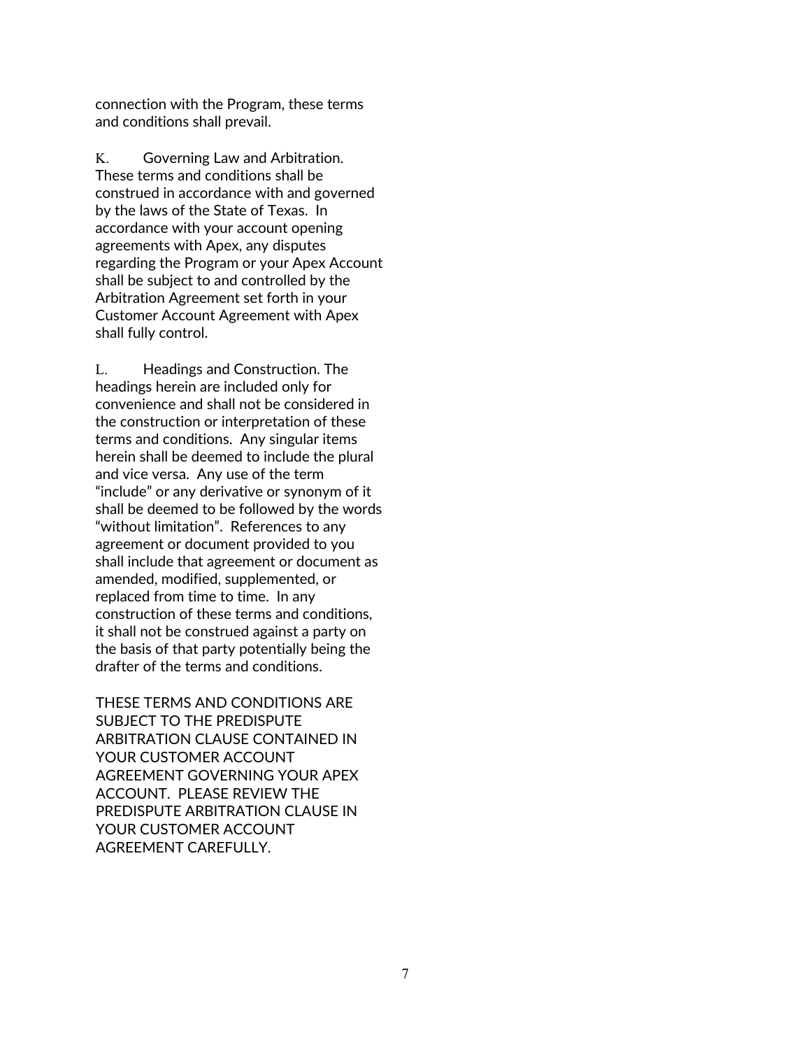connection with the Program, these terms and conditions shall prevail.

K. Governing Law and Arbitration. These terms and conditions shall be construed in accordance with and governed by the laws of the State of Texas. In accordance with your account opening agreements with Apex, any disputes regarding the Program or your Apex Account shall be subject to and controlled by the Arbitration Agreement set forth in your Customer Account Agreement with Apex shall fully control.

L. Headings and Construction. The headings herein are included only for convenience and shall not be considered in the construction or interpretation of these terms and conditions. Any singular items herein shall be deemed to include the plural and vice versa. Any use of the term "include" or any derivative or synonym of it shall be deemed to be followed by the words "without limitation". References to any agreement or document provided to you shall include that agreement or document as amended, modified, supplemented, or replaced from time to time. In any construction of these terms and conditions, it shall not be construed against a party on the basis of that party potentially being the drafter of the terms and conditions.

THESE TERMS AND CONDITIONS ARE SUBJECT TO THE PREDISPUTE ARBITRATION CLAUSE CONTAINED IN YOUR CUSTOMER ACCOUNT AGREEMENT GOVERNING YOUR APEX ACCOUNT. PLEASE REVIEW THE PREDISPUTE ARBITRATION CLAUSE IN YOUR CUSTOMER ACCOUNT AGREEMENT CAREFULLY.